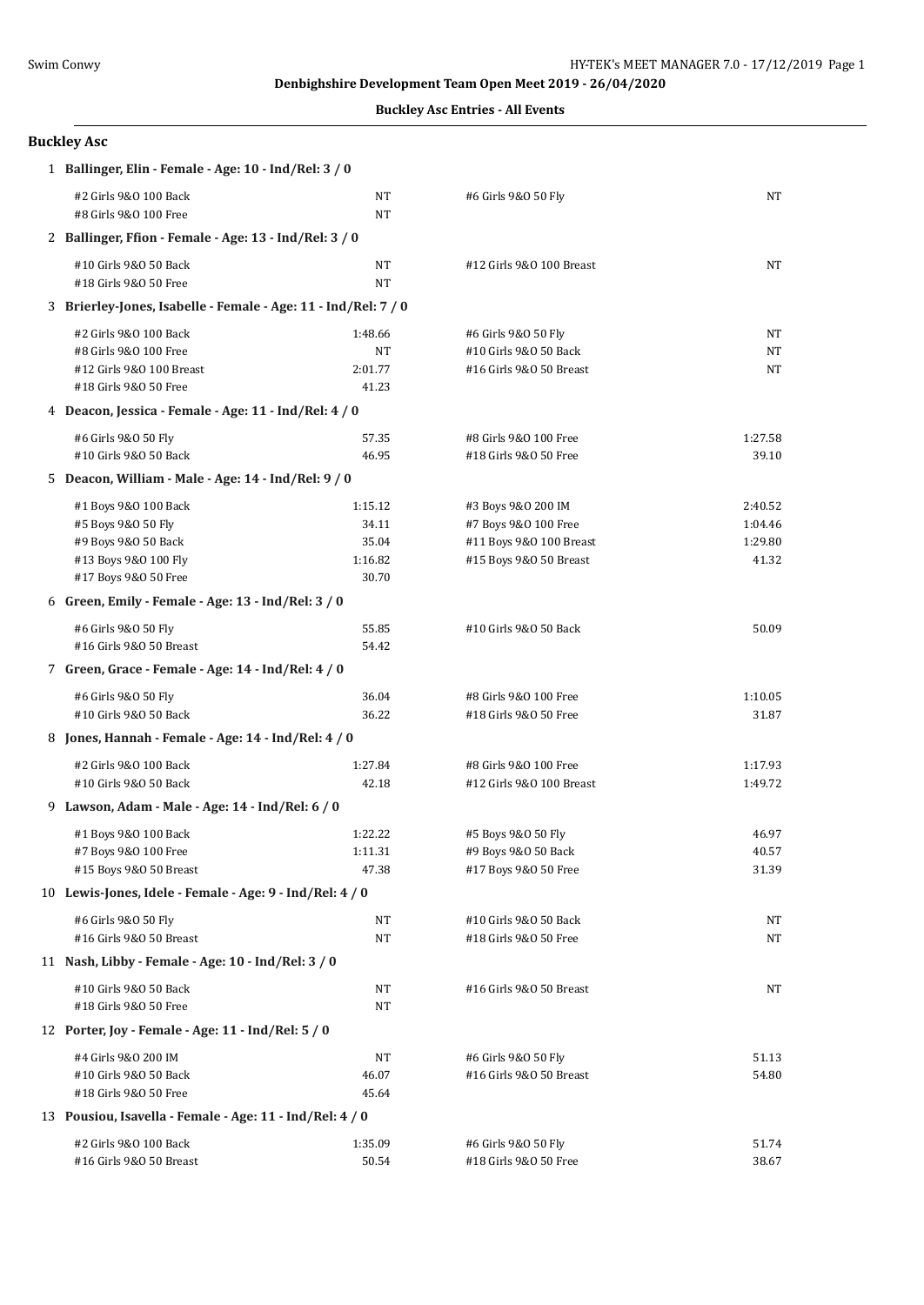**Denbighshire Development Team Open Meet 2019 - 26/04/2020**

**Buckley Asc Entries - All Events**

## Buckley Asc

**1 Ballinger, Elin - Female - Age: 10 - Ind/Rel: 3 / 0**

| Event | Time | Event | Time |
|---|---|---|---|
| #2 Girls 9&O 100 Back | NT | #6 Girls 9&O 50 Fly | NT |
| #8 Girls 9&O 100 Free | NT | | |

**2 Ballinger, Ffion - Female - Age: 13 - Ind/Rel: 3 / 0**

| Event | Time | Event | Time |
|---|---|---|---|
| #10 Girls 9&O 50 Back | NT | #12 Girls 9&O 100 Breast | NT |
| #18 Girls 9&O 50 Free | NT | | |

**3 Brierley-Jones, Isabelle - Female - Age: 11 - Ind/Rel: 7 / 0**

| Event | Time | Event | Time |
|---|---|---|---|
| #2 Girls 9&O 100 Back | 1:48.66 | #6 Girls 9&O 50 Fly | NT |
| #8 Girls 9&O 100 Free | NT | #10 Girls 9&O 50 Back | NT |
| #12 Girls 9&O 100 Breast | 2:01.77 | #16 Girls 9&O 50 Breast | NT |
| #18 Girls 9&O 50 Free | 41.23 | | |

**4 Deacon, Jessica - Female - Age: 11 - Ind/Rel: 4 / 0**

| Event | Time | Event | Time |
|---|---|---|---|
| #6 Girls 9&O 50 Fly | 57.35 | #8 Girls 9&O 100 Free | 1:27.58 |
| #10 Girls 9&O 50 Back | 46.95 | #18 Girls 9&O 50 Free | 39.10 |

**5 Deacon, William - Male - Age: 14 - Ind/Rel: 9 / 0**

| Event | Time | Event | Time |
|---|---|---|---|
| #1 Boys 9&O 100 Back | 1:15.12 | #3 Boys 9&O 200 IM | 2:40.52 |
| #5 Boys 9&O 50 Fly | 34.11 | #7 Boys 9&O 100 Free | 1:04.46 |
| #9 Boys 9&O 50 Back | 35.04 | #11 Boys 9&O 100 Breast | 1:29.80 |
| #13 Boys 9&O 100 Fly | 1:16.82 | #15 Boys 9&O 50 Breast | 41.32 |
| #17 Boys 9&O 50 Free | 30.70 | | |

**6 Green, Emily - Female - Age: 13 - Ind/Rel: 3 / 0**

| Event | Time | Event | Time |
|---|---|---|---|
| #6 Girls 9&O 50 Fly | 55.85 | #10 Girls 9&O 50 Back | 50.09 |
| #16 Girls 9&O 50 Breast | 54.42 | | |

**7 Green, Grace - Female - Age: 14 - Ind/Rel: 4 / 0**

| Event | Time | Event | Time |
|---|---|---|---|
| #6 Girls 9&O 50 Fly | 36.04 | #8 Girls 9&O 100 Free | 1:10.05 |
| #10 Girls 9&O 50 Back | 36.22 | #18 Girls 9&O 50 Free | 31.87 |

**8 Jones, Hannah - Female - Age: 14 - Ind/Rel: 4 / 0**

| Event | Time | Event | Time |
|---|---|---|---|
| #2 Girls 9&O 100 Back | 1:27.84 | #8 Girls 9&O 100 Free | 1:17.93 |
| #10 Girls 9&O 50 Back | 42.18 | #12 Girls 9&O 100 Breast | 1:49.72 |

**9 Lawson, Adam - Male - Age: 14 - Ind/Rel: 6 / 0**

| Event | Time | Event | Time |
|---|---|---|---|
| #1 Boys 9&O 100 Back | 1:22.22 | #5 Boys 9&O 50 Fly | 46.97 |
| #7 Boys 9&O 100 Free | 1:11.31 | #9 Boys 9&O 50 Back | 40.57 |
| #15 Boys 9&O 50 Breast | 47.38 | #17 Boys 9&O 50 Free | 31.39 |

**10 Lewis-Jones, Idele - Female - Age: 9 - Ind/Rel: 4 / 0**

| Event | Time | Event | Time |
|---|---|---|---|
| #6 Girls 9&O 50 Fly | NT | #10 Girls 9&O 50 Back | NT |
| #16 Girls 9&O 50 Breast | NT | #18 Girls 9&O 50 Free | NT |

**11 Nash, Libby - Female - Age: 10 - Ind/Rel: 3 / 0**

| Event | Time | Event | Time |
|---|---|---|---|
| #10 Girls 9&O 50 Back | NT | #16 Girls 9&O 50 Breast | NT |
| #18 Girls 9&O 50 Free | NT | | |

**12 Porter, Joy - Female - Age: 11 - Ind/Rel: 5 / 0**

| Event | Time | Event | Time |
|---|---|---|---|
| #4 Girls 9&O 200 IM | NT | #6 Girls 9&O 50 Fly | 51.13 |
| #10 Girls 9&O 50 Back | 46.07 | #16 Girls 9&O 50 Breast | 54.80 |
| #18 Girls 9&O 50 Free | 45.64 | | |

**13 Pousiou, Isavella - Female - Age: 11 - Ind/Rel: 4 / 0**

| Event | Time | Event | Time |
|---|---|---|---|
| #2 Girls 9&O 100 Back | 1:35.09 | #6 Girls 9&O 50 Fly | 51.74 |
| #16 Girls 9&O 50 Breast | 50.54 | #18 Girls 9&O 50 Free | 38.67 |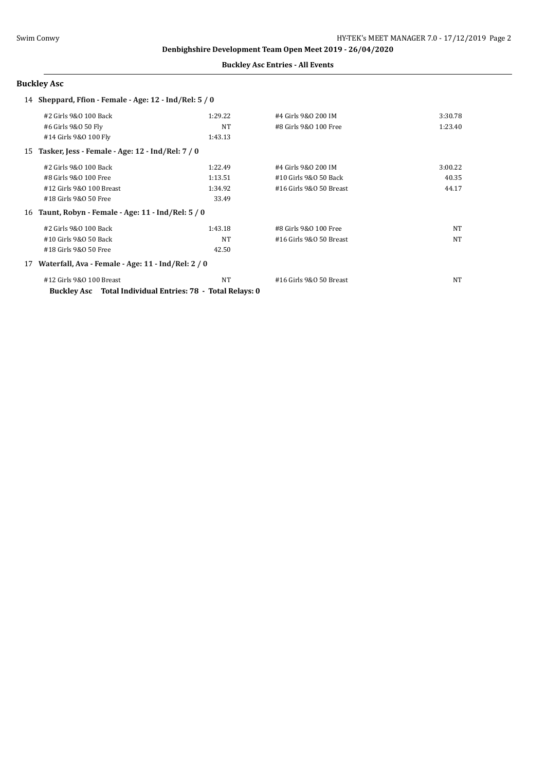**Denbighshire Development Team Open Meet 2019 - 26/04/2020**

**Buckley Asc Entries - All Events**

## Buckley Asc

### 14 Sheppard, Ffion - Female - Age: 12 - Ind/Rel: 5 / 0

| | | | |
|---|---|---|---|
| #2 Girls 9&O 100 Back | 1:29.22 | #4 Girls 9&O 200 IM | 3:30.78 |
| #6 Girls 9&O 50 Fly | NT | #8 Girls 9&O 100 Free | 1:23.40 |
| #14 Girls 9&O 100 Fly | 1:43.13 | | |

### 15 Tasker, Jess - Female - Age: 12 - Ind/Rel: 7 / 0

| | | | |
|---|---|---|---|
| #2 Girls 9&O 100 Back | 1:22.49 | #4 Girls 9&O 200 IM | 3:00.22 |
| #8 Girls 9&O 100 Free | 1:13.51 | #10 Girls 9&O 50 Back | 40.35 |
| #12 Girls 9&O 100 Breast | 1:34.92 | #16 Girls 9&O 50 Breast | 44.17 |
| #18 Girls 9&O 50 Free | 33.49 | | |

### 16 Taunt, Robyn - Female - Age: 11 - Ind/Rel: 5 / 0

| | | | |
|---|---|---|---|
| #2 Girls 9&O 100 Back | 1:43.18 | #8 Girls 9&O 100 Free | NT |
| #10 Girls 9&O 50 Back | NT | #16 Girls 9&O 50 Breast | NT |
| #18 Girls 9&O 50 Free | 42.50 | | |

### 17 Waterfall, Ava - Female - Age: 11 - Ind/Rel: 2 / 0

| | | | |
|---|---|---|---|
| #12 Girls 9&O 100 Breast | NT | #16 Girls 9&O 50 Breast | NT |

**Buckley Asc Total Individual Entries: 78 - Total Relays: 0**